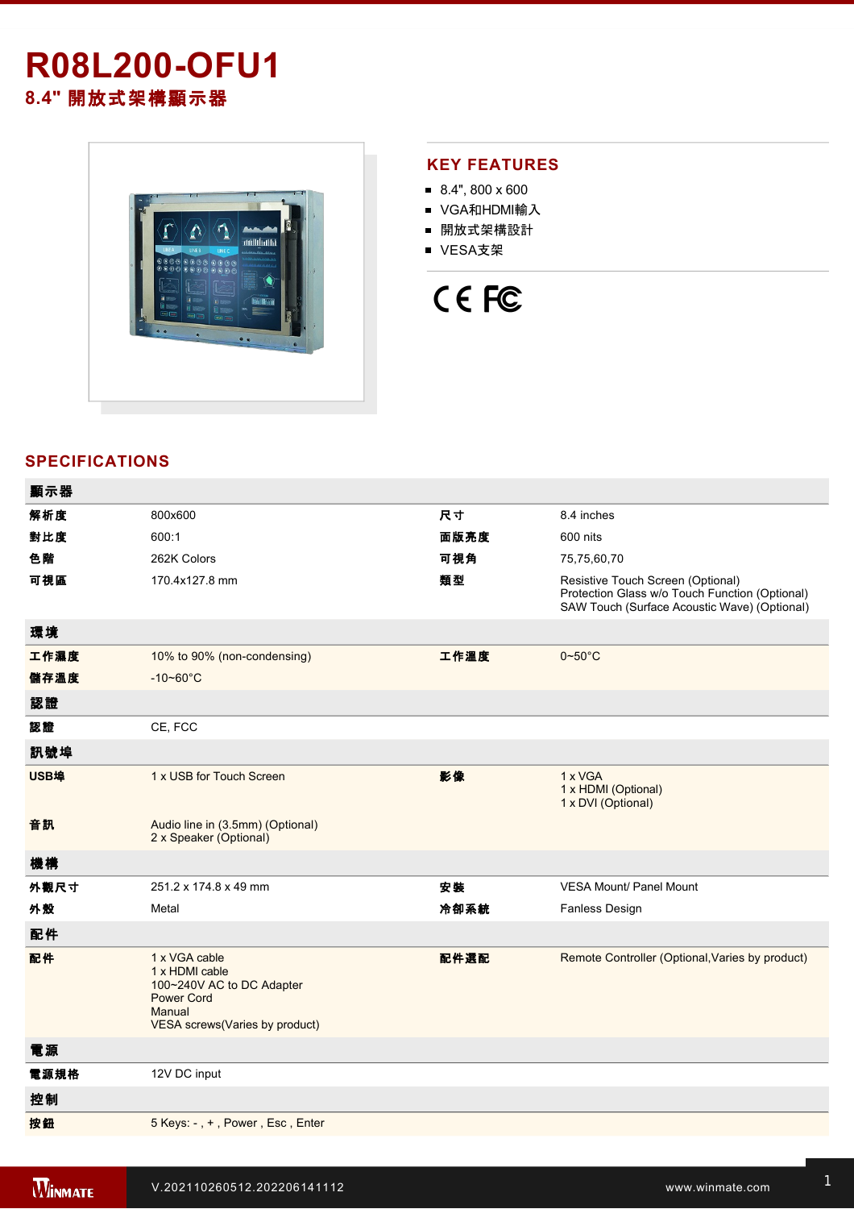# R08L200-OFU1

## 8.4" 開放式架構顯示器

## KEY FEATURES

- 8.4", 800 x 600
- VGA和HDMI輸入
- 開放式架構設計
- VESA支架

## SPECIFICATIONS

| 顯示器 | | | |
|---|---|---|---|
| 解析度 | 800x600 | 尺寸 | 8.4 inches |
| 對比度 | 600:1 | 面版亮度 | 600 nits |
| 色階 | 262K Colors | 可視角 | 75,75,60,70 |
| 可視區 | 170.4x127.8 mm | 類型 | Resistive Touch Screen (Optional)<br>Protection Glass w/o Touch Function (Optional)<br>SAW Touch (Surface Acoustic Wave) (Optional) |
| **環境** | | | |
| 工作濕度 | 10% to 90% (non-condensing) | 工作溫度 | 0~50°C |
| 儲存溫度 | -10~60°C | | |
| **認證** | | | |
| 認證 | CE, FCC | | |
| **訊號埠** | | | |
| USB埠 | 1 x USB for Touch Screen | 影像 | 1 x VGA<br>1 x HDMI (Optional)<br>1 x DVI (Optional) |
| 音訊 | Audio line in (3.5mm) (Optional)<br>2 x Speaker (Optional) | | |
| **機構** | | | |
| 外觀尺寸 | 251.2 x 174.8 x 49 mm | 安裝 | VESA Mount/ Panel Mount |
| 外殼 | Metal | 冷卻系統 | Fanless Design |
| **配件** | | | |
| 配件 | 1 x VGA cable<br>1 x HDMI cable<br>100~240V AC to DC Adapter<br>Power Cord<br>Manual<br>VESA screws(Varies by product) | 配件選配 | Remote Controller (Optional,Varies by product) |
| **電源** | | | |
| 電源規格 | 12V DC input | | |
| **控制** | | | |
| 按鈕 | 5 Keys: - , + , Power , Esc , Enter | | |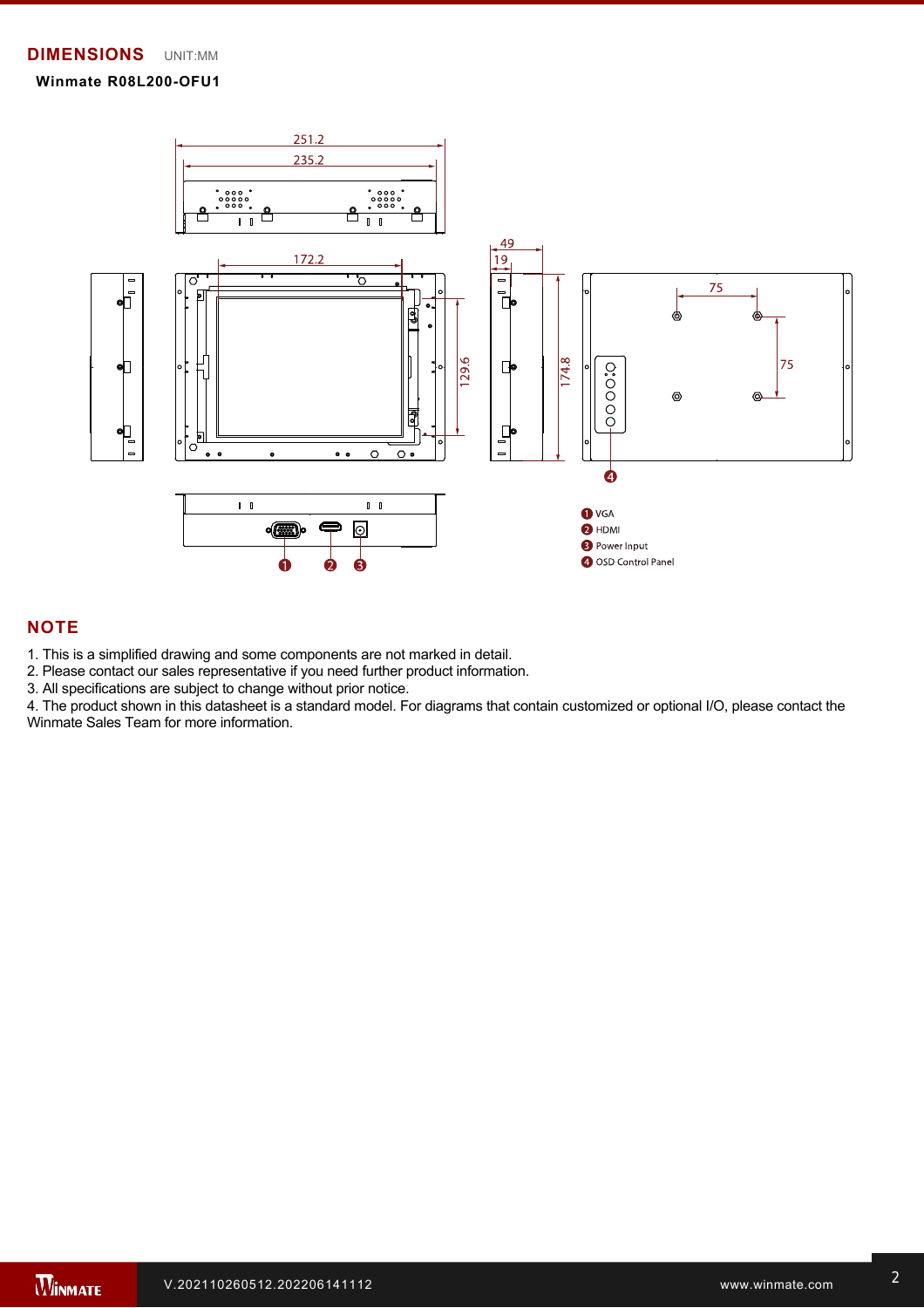## DIMENSIONS UNIT:MM

**Winmate R08L200-OFU1**

251.2

235.2

172.2

49

19

129.6

174.8

75

75

1 VGA
2 HDMI
3 Power Input
4 OSD Control Panel

## NOTE

1. This is a simplified drawing and some components are not marked in detail.
2. Please contact our sales representative if you need further product information.
3. All specifications are subject to change without prior notice.
4. The product shown in this datasheet is a standard model. For diagrams that contain customized or optional I/O, please contact the Winmate Sales Team for more information.